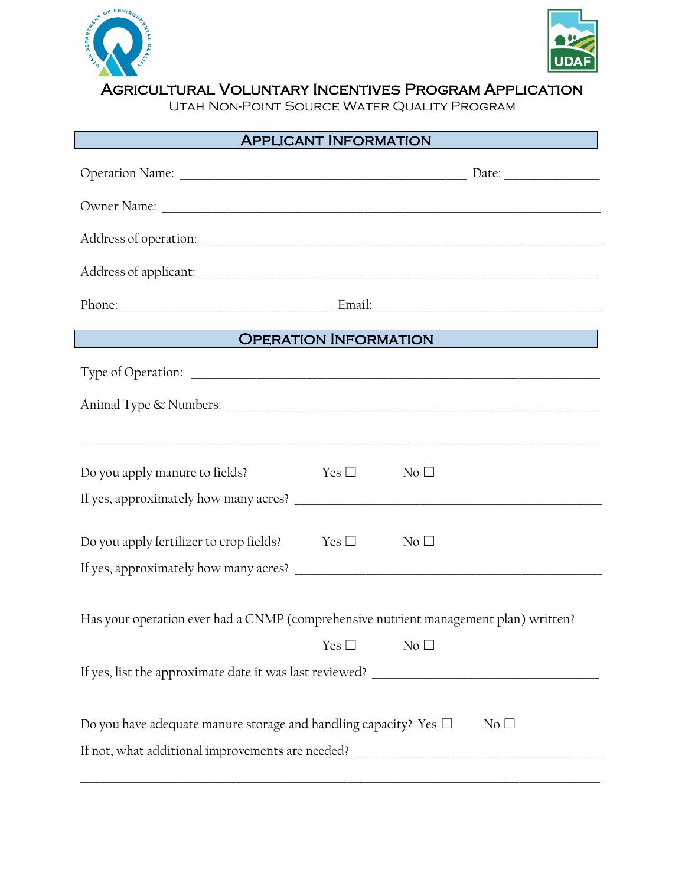# Agricultural Voluntary Incentives Program Application

Utah Non-Point Source Water Quality Program

## Applicant Information

Operation Name: ______________________________ Date: __________

Owner Name: ____________________________________________

Address of operation: ____________________________________________

Address of applicant:____________________________________________

Phone: ______________________ Email: ______________________

## Operation Information

Type of Operation: ____________________________________________

Animal Type & Numbers: ____________________________________________

____________________________________________

Do you apply manure to fields? Yes ☐ No ☐

If yes, approximately how many acres? ______________________________

Do you apply fertilizer to crop fields? Yes ☐ No ☐

If yes, approximately how many acres? ______________________________

Has your operation ever had a CNMP (comprehensive nutrient management plan) written?

Yes ☐ No ☐

If yes, list the approximate date it was last reviewed? ______________________

Do you have adequate manure storage and handling capacity? Yes ☐ No ☐

If not, what additional improvements are needed? ______________________

____________________________________________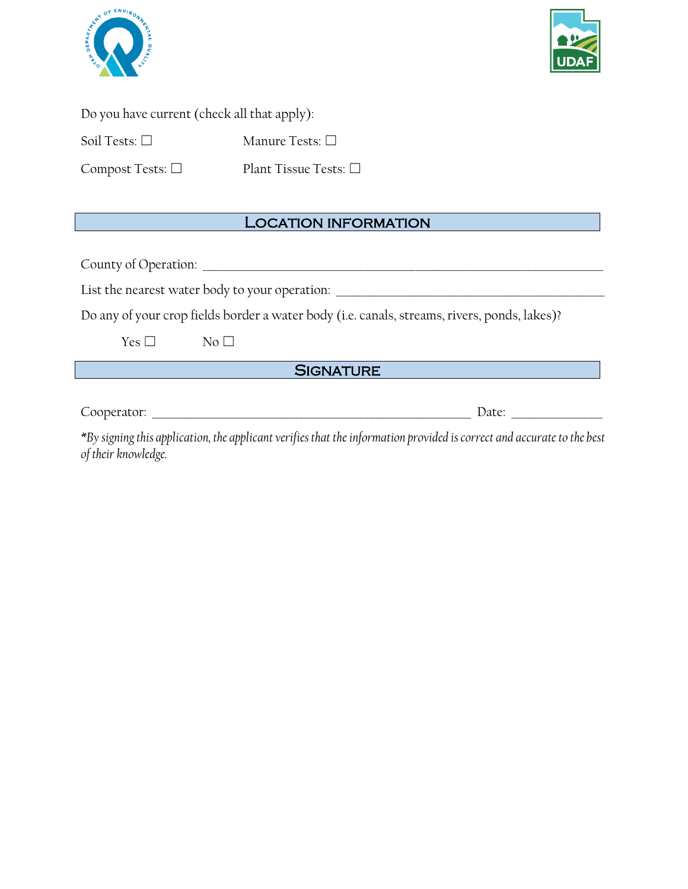Do you have current (check all that apply):

Soil Tests: ☐ Manure Tests: ☐

Compost Tests: ☐ Plant Tissue Tests: ☐

## Location Information

County of Operation: ______________________________________________

List the nearest water body to your operation: ______________________________

Do any of your crop fields border a water body (i.e. canals, streams, rivers, ponds, lakes)?

Yes ☐ No ☐

## Signature

Cooperator: ____________________________________ Date: __________

*\*By signing this application, the applicant verifies that the information provided is correct and accurate to the best of their knowledge.*